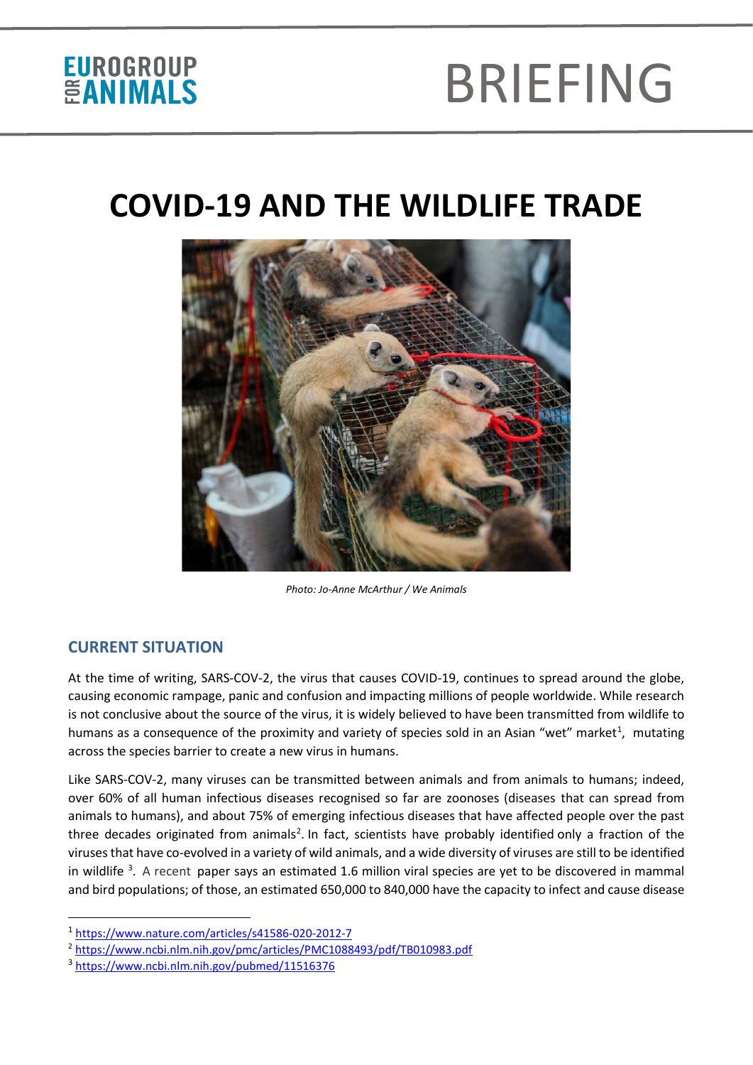EUROGROUP FOR ANIMALS

BRIEFING

# COVID-19 AND THE WILDLIFE TRADE

*Photo: Jo-Anne McArthur / We Animals*

## CURRENT SITUATION

At the time of writing, SARS-COV-2, the virus that causes COVID-19, continues to spread around the globe, causing economic rampage, panic and confusion and impacting millions of people worldwide. While research is not conclusive about the source of the virus, it is widely believed to have been transmitted from wildlife to humans as a consequence of the proximity and variety of species sold in an Asian "wet" market[1], mutating across the species barrier to create a new virus in humans.

Like SARS-COV-2, many viruses can be transmitted between animals and from animals to humans; indeed, over 60% of all human infectious diseases recognised so far are zoonoses (diseases that can spread from animals to humans), and about 75% of emerging infectious diseases that have affected people over the past three decades originated from animals[2]. In fact, scientists have probably identified only a fraction of the viruses that have co-evolved in a variety of wild animals, and a wide diversity of viruses are still to be identified in wildlife [3]. A recent paper says an estimated 1.6 million viral species are yet to be discovered in mammal and bird populations; of those, an estimated 650,000 to 840,000 have the capacity to infect and cause disease

---

[1] https://www.nature.com/articles/s41586-020-2012-7

[2] https://www.ncbi.nlm.nih.gov/pmc/articles/PMC1088493/pdf/TB010983.pdf

[3] https://www.ncbi.nlm.nih.gov/pubmed/11516376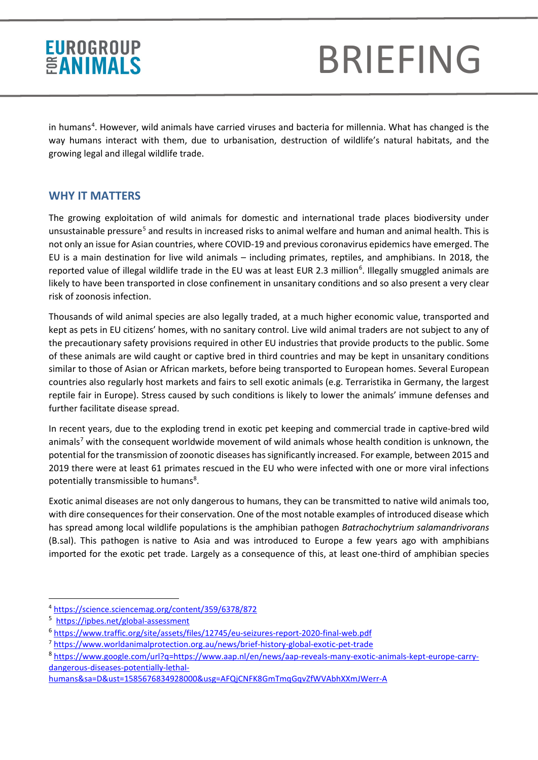in humans[4]. However, wild animals have carried viruses and bacteria for millennia. What has changed is the way humans interact with them, due to urbanisation, destruction of wildlife's natural habitats, and the growing legal and illegal wildlife trade.

## WHY IT MATTERS

The growing exploitation of wild animals for domestic and international trade places biodiversity under unsustainable pressure[5] and results in increased risks to animal welfare and human and animal health. This is not only an issue for Asian countries, where COVID-19 and previous coronavirus epidemics have emerged. The EU is a main destination for live wild animals – including primates, reptiles, and amphibians. In 2018, the reported value of illegal wildlife trade in the EU was at least EUR 2.3 million[6]. Illegally smuggled animals are likely to have been transported in close confinement in unsanitary conditions and so also present a very clear risk of zoonosis infection.

Thousands of wild animal species are also legally traded, at a much higher economic value, transported and kept as pets in EU citizens' homes, with no sanitary control. Live wild animal traders are not subject to any of the precautionary safety provisions required in other EU industries that provide products to the public. Some of these animals are wild caught or captive bred in third countries and may be kept in unsanitary conditions similar to those of Asian or African markets, before being transported to European homes. Several European countries also regularly host markets and fairs to sell exotic animals (e.g. Terraristika in Germany, the largest reptile fair in Europe). Stress caused by such conditions is likely to lower the animals' immune defenses and further facilitate disease spread.

In recent years, due to the exploding trend in exotic pet keeping and commercial trade in captive-bred wild animals[7] with the consequent worldwide movement of wild animals whose health condition is unknown, the potential for the transmission of zoonotic diseases has significantly increased. For example, between 2015 and 2019 there were at least 61 primates rescued in the EU who were infected with one or more viral infections potentially transmissible to humans[8].

Exotic animal diseases are not only dangerous to humans, they can be transmitted to native wild animals too, with dire consequences for their conservation. One of the most notable examples of introduced disease which has spread among local wildlife populations is the amphibian pathogen *Batrachochytrium salamandrivorans* (B.sal). This pathogen is native to Asia and was introduced to Europe a few years ago with amphibians imported for the exotic pet trade. Largely as a consequence of this, at least one-third of amphibian species

---

[4] https://science.sciencemag.org/content/359/6378/872

[5] https://ipbes.net/global-assessment

[6] https://www.traffic.org/site/assets/files/12745/eu-seizures-report-2020-final-web.pdf

[7] https://www.worldanimalprotection.org.au/news/brief-history-global-exotic-pet-trade

[8] https://www.google.com/url?q=https://www.aap.nl/en/news/aap-reveals-many-exotic-animals-kept-europe-carry-dangerous-diseases-potentially-lethal-humans&sa=D&ust=1585676834928000&usg=AFQjCNFK8GmTmqGqvZfWVAbhXXmJWerr-A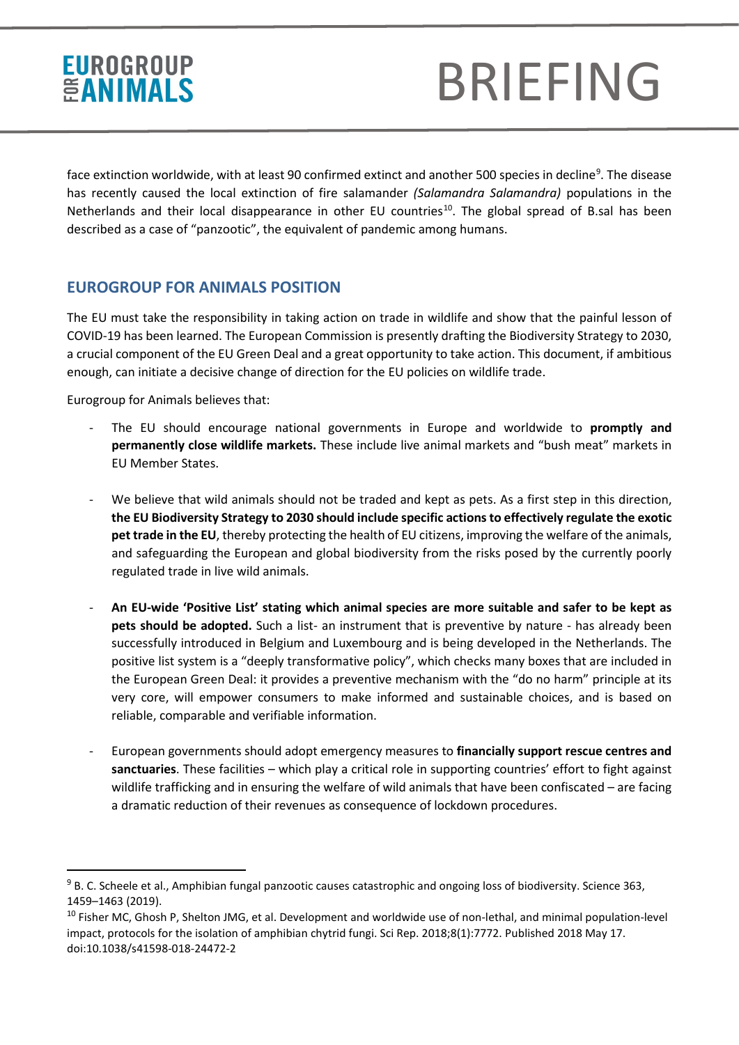face extinction worldwide, with at least 90 confirmed extinct and another 500 species in decline[9]. The disease has recently caused the local extinction of fire salamander *(Salamandra Salamandra)* populations in the Netherlands and their local disappearance in other EU countries[10]. The global spread of B.sal has been described as a case of "panzootic", the equivalent of pandemic among humans.

## EUROGROUP FOR ANIMALS POSITION

The EU must take the responsibility in taking action on trade in wildlife and show that the painful lesson of COVID-19 has been learned. The European Commission is presently drafting the Biodiversity Strategy to 2030, a crucial component of the EU Green Deal and a great opportunity to take action. This document, if ambitious enough, can initiate a decisive change of direction for the EU policies on wildlife trade.

Eurogroup for Animals believes that:

- The EU should encourage national governments in Europe and worldwide to **promptly and permanently close wildlife markets.** These include live animal markets and "bush meat" markets in EU Member States.

- We believe that wild animals should not be traded and kept as pets. As a first step in this direction, **the EU Biodiversity Strategy to 2030 should include specific actions to effectively regulate the exotic pet trade in the EU**, thereby protecting the health of EU citizens, improving the welfare of the animals, and safeguarding the European and global biodiversity from the risks posed by the currently poorly regulated trade in live wild animals.

- **An EU-wide 'Positive List' stating which animal species are more suitable and safer to be kept as pets should be adopted.** Such a list- an instrument that is preventive by nature - has already been successfully introduced in Belgium and Luxembourg and is being developed in the Netherlands. The positive list system is a "deeply transformative policy", which checks many boxes that are included in the European Green Deal: it provides a preventive mechanism with the "do no harm" principle at its very core, will empower consumers to make informed and sustainable choices, and is based on reliable, comparable and verifiable information.

- European governments should adopt emergency measures to **financially support rescue centres and sanctuaries**. These facilities – which play a critical role in supporting countries' effort to fight against wildlife trafficking and in ensuring the welfare of wild animals that have been confiscated – are facing a dramatic reduction of their revenues as consequence of lockdown procedures.

---

[9] B. C. Scheele et al., Amphibian fungal panzootic causes catastrophic and ongoing loss of biodiversity. Science 363, 1459–1463 (2019).

[10] Fisher MC, Ghosh P, Shelton JMG, et al. Development and worldwide use of non-lethal, and minimal population-level impact, protocols for the isolation of amphibian chytrid fungi. Sci Rep. 2018;8(1):7772. Published 2018 May 17. doi:10.1038/s41598-018-24472-2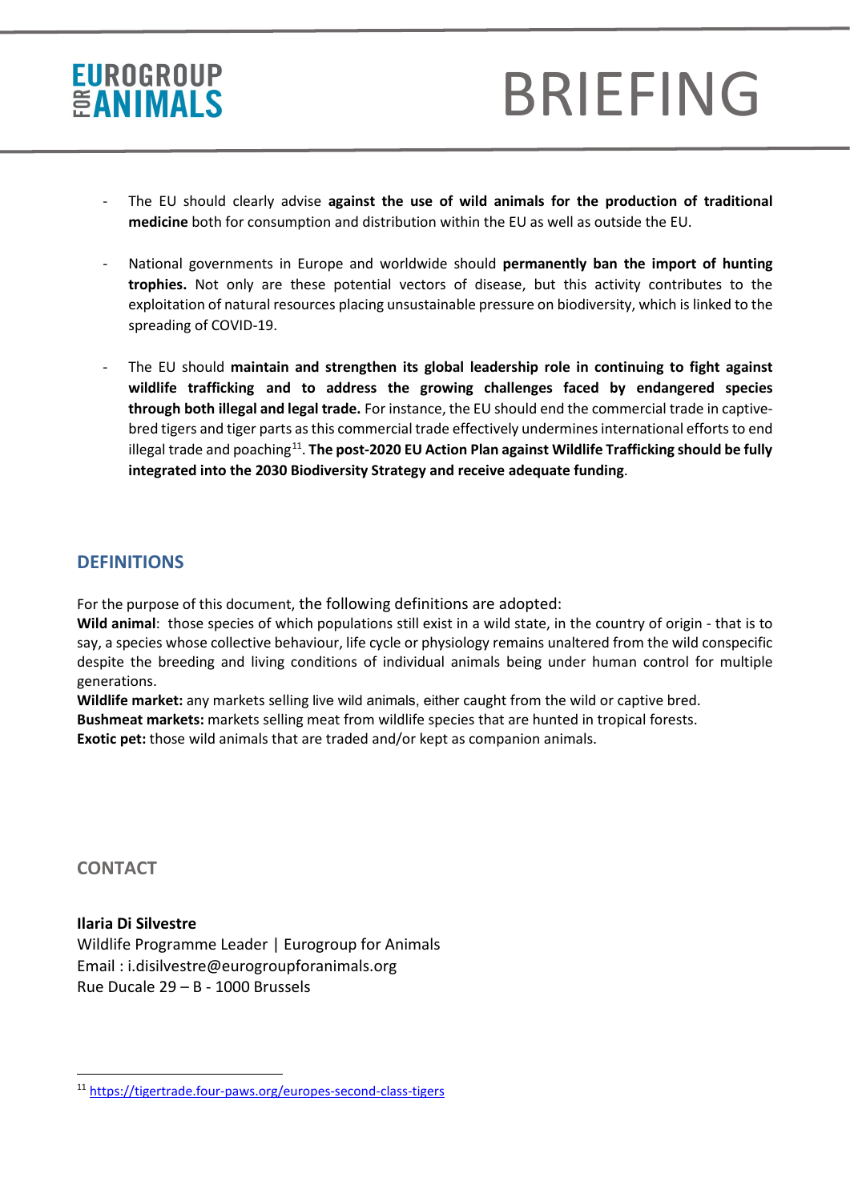- The EU should clearly advise **against the use of wild animals for the production of traditional medicine** both for consumption and distribution within the EU as well as outside the EU.

- National governments in Europe and worldwide should **permanently ban the import of hunting trophies.** Not only are these potential vectors of disease, but this activity contributes to the exploitation of natural resources placing unsustainable pressure on biodiversity, which is linked to the spreading of COVID-19.

- The EU should **maintain and strengthen its global leadership role in continuing to fight against wildlife trafficking and to address the growing challenges faced by endangered species through both illegal and legal trade.** For instance, the EU should end the commercial trade in captive-bred tigers and tiger parts as this commercial trade effectively undermines international efforts to end illegal trade and poaching[11]. **The post-2020 EU Action Plan against Wildlife Trafficking should be fully integrated into the 2030 Biodiversity Strategy and receive adequate funding**.

## DEFINITIONS

For the purpose of this document, the following definitions are adopted:
**Wild animal**: those species of which populations still exist in a wild state, in the country of origin - that is to say, a species whose collective behaviour, life cycle or physiology remains unaltered from the wild conspecific despite the breeding and living conditions of individual animals being under human control for multiple generations.
**Wildlife market:** any markets selling live wild animals, either caught from the wild or captive bred.
**Bushmeat markets:** markets selling meat from wildlife species that are hunted in tropical forests.
**Exotic pet:** those wild animals that are traded and/or kept as companion animals.

## CONTACT

**Ilaria Di Silvestre**
Wildlife Programme Leader | Eurogroup for Animals
Email : i.disilvestre@eurogroupforanimals.org
Rue Ducale 29 – B - 1000 Brussels

[11] https://tigertrade.four-paws.org/europes-second-class-tigers